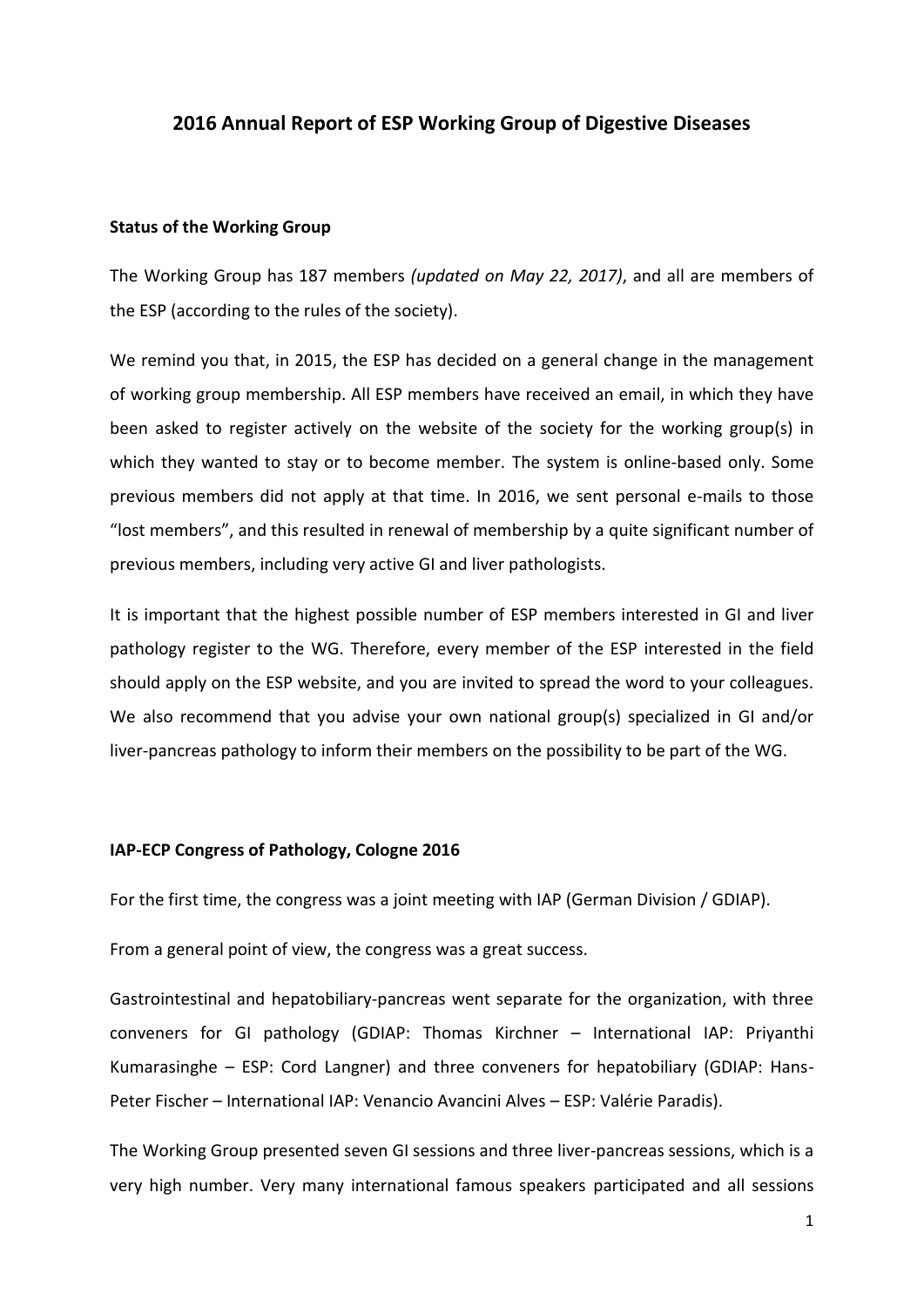# 2016 Annual Report of ESP Working Group of Digestive Diseases

## Status of the Working Group

The Working Group has 187 members *(updated on May 22, 2017)*, and all are members of the ESP (according to the rules of the society).

We remind you that, in 2015, the ESP has decided on a general change in the management of working group membership. All ESP members have received an email, in which they have been asked to register actively on the website of the society for the working group(s) in which they wanted to stay or to become member. The system is online-based only. Some previous members did not apply at that time. In 2016, we sent personal e-mails to those "lost members", and this resulted in renewal of membership by a quite significant number of previous members, including very active GI and liver pathologists.

It is important that the highest possible number of ESP members interested in GI and liver pathology register to the WG. Therefore, every member of the ESP interested in the field should apply on the ESP website, and you are invited to spread the word to your colleagues. We also recommend that you advise your own national group(s) specialized in GI and/or liver-pancreas pathology to inform their members on the possibility to be part of the WG.

## IAP-ECP Congress of Pathology, Cologne 2016

For the first time, the congress was a joint meeting with IAP (German Division / GDIAP).

From a general point of view, the congress was a great success.

Gastrointestinal and hepatobiliary-pancreas went separate for the organization, with three conveners for GI pathology (GDIAP: Thomas Kirchner – International IAP: Priyanthi Kumarasinghe – ESP: Cord Langner) and three conveners for hepatobiliary (GDIAP: Hans-Peter Fischer – International IAP: Venancio Avancini Alves – ESP: Valérie Paradis).

The Working Group presented seven GI sessions and three liver-pancreas sessions, which is a very high number. Very many international famous speakers participated and all sessions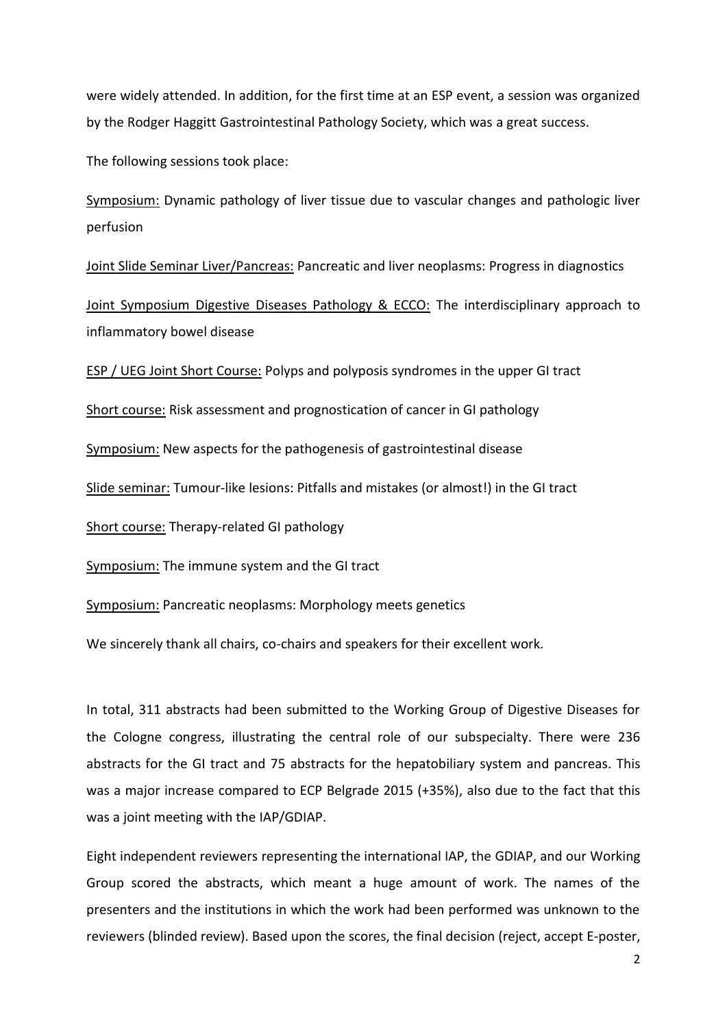were widely attended. In addition, for the first time at an ESP event, a session was organized by the Rodger Haggitt Gastrointestinal Pathology Society, which was a great success.

The following sessions took place:

Symposium: Dynamic pathology of liver tissue due to vascular changes and pathologic liver perfusion

Joint Slide Seminar Liver/Pancreas: Pancreatic and liver neoplasms: Progress in diagnostics

Joint Symposium Digestive Diseases Pathology & ECCO: The interdisciplinary approach to inflammatory bowel disease

ESP / UEG Joint Short Course: Polyps and polyposis syndromes in the upper GI tract

Short course: Risk assessment and prognostication of cancer in GI pathology

Symposium: New aspects for the pathogenesis of gastrointestinal disease

Slide seminar: Tumour-like lesions: Pitfalls and mistakes (or almost!) in the GI tract

Short course: Therapy-related GI pathology

Symposium: The immune system and the GI tract

Symposium: Pancreatic neoplasms: Morphology meets genetics

We sincerely thank all chairs, co-chairs and speakers for their excellent work.

In total, 311 abstracts had been submitted to the Working Group of Digestive Diseases for the Cologne congress, illustrating the central role of our subspecialty. There were 236 abstracts for the GI tract and 75 abstracts for the hepatobiliary system and pancreas. This was a major increase compared to ECP Belgrade 2015 (+35%), also due to the fact that this was a joint meeting with the IAP/GDIAP.

Eight independent reviewers representing the international IAP, the GDIAP, and our Working Group scored the abstracts, which meant a huge amount of work. The names of the presenters and the institutions in which the work had been performed was unknown to the reviewers (blinded review). Based upon the scores, the final decision (reject, accept E-poster,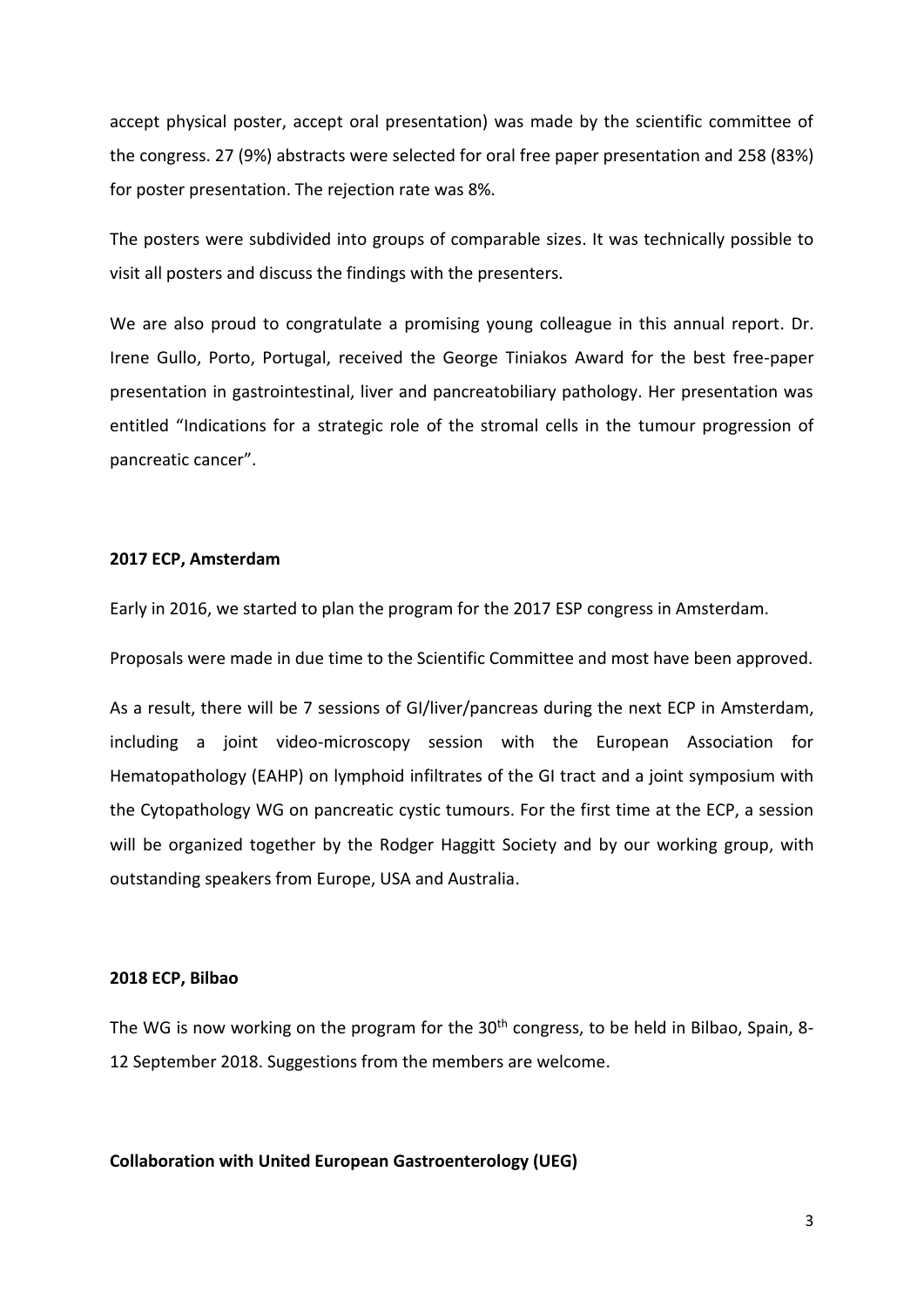accept physical poster, accept oral presentation) was made by the scientific committee of the congress. 27 (9%) abstracts were selected for oral free paper presentation and 258 (83%) for poster presentation. The rejection rate was 8%.

The posters were subdivided into groups of comparable sizes. It was technically possible to visit all posters and discuss the findings with the presenters.

We are also proud to congratulate a promising young colleague in this annual report. Dr. Irene Gullo, Porto, Portugal, received the George Tiniakos Award for the best free-paper presentation in gastrointestinal, liver and pancreatobiliary pathology. Her presentation was entitled "Indications for a strategic role of the stromal cells in the tumour progression of pancreatic cancer".

**2017 ECP, Amsterdam**

Early in 2016, we started to plan the program for the 2017 ESP congress in Amsterdam.

Proposals were made in due time to the Scientific Committee and most have been approved.

As a result, there will be 7 sessions of GI/liver/pancreas during the next ECP in Amsterdam, including a joint video-microscopy session with the European Association for Hematopathology (EAHP) on lymphoid infiltrates of the GI tract and a joint symposium with the Cytopathology WG on pancreatic cystic tumours. For the first time at the ECP, a session will be organized together by the Rodger Haggitt Society and by our working group, with outstanding speakers from Europe, USA and Australia.

**2018 ECP, Bilbao**

The WG is now working on the program for the 30th congress, to be held in Bilbao, Spain, 8-12 September 2018. Suggestions from the members are welcome.

**Collaboration with United European Gastroenterology (UEG)**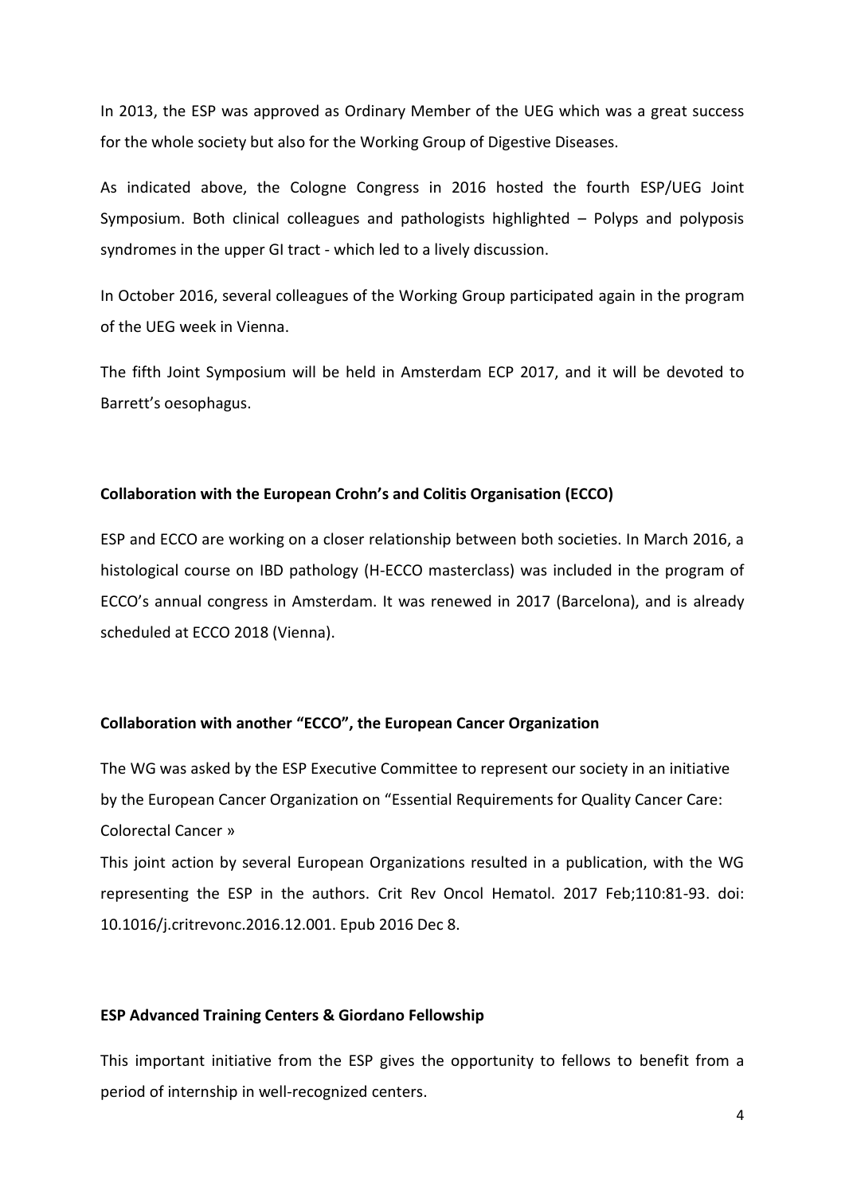In 2013, the ESP was approved as Ordinary Member of the UEG which was a great success for the whole society but also for the Working Group of Digestive Diseases.

As indicated above, the Cologne Congress in 2016 hosted the fourth ESP/UEG Joint Symposium. Both clinical colleagues and pathologists highlighted – Polyps and polyposis syndromes in the upper GI tract - which led to a lively discussion.

In October 2016, several colleagues of the Working Group participated again in the program of the UEG week in Vienna.

The fifth Joint Symposium will be held in Amsterdam ECP 2017, and it will be devoted to Barrett's oesophagus.

**Collaboration with the European Crohn's and Colitis Organisation (ECCO)**

ESP and ECCO are working on a closer relationship between both societies. In March 2016, a histological course on IBD pathology (H-ECCO masterclass) was included in the program of ECCO's annual congress in Amsterdam. It was renewed in 2017 (Barcelona), and is already scheduled at ECCO 2018 (Vienna).

**Collaboration with another "ECCO", the European Cancer Organization**

The WG was asked by the ESP Executive Committee to represent our society in an initiative by the European Cancer Organization on "Essential Requirements for Quality Cancer Care: Colorectal Cancer »

This joint action by several European Organizations resulted in a publication, with the WG representing the ESP in the authors. Crit Rev Oncol Hematol. 2017 Feb;110:81-93. doi: 10.1016/j.critrevonc.2016.12.001. Epub 2016 Dec 8.

**ESP Advanced Training Centers & Giordano Fellowship**

This important initiative from the ESP gives the opportunity to fellows to benefit from a period of internship in well-recognized centers.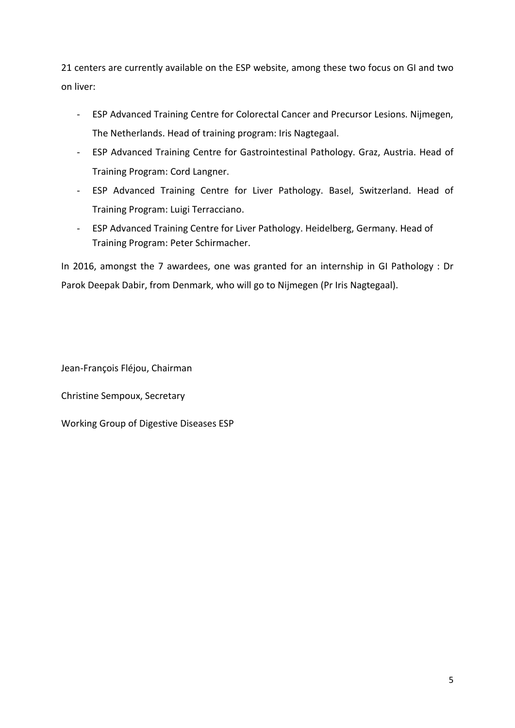21 centers are currently available on the ESP website, among these two focus on GI and two on liver:

- ESP Advanced Training Centre for Colorectal Cancer and Precursor Lesions. Nijmegen, The Netherlands. Head of training program: Iris Nagtegaal.
- ESP Advanced Training Centre for Gastrointestinal Pathology. Graz, Austria. Head of Training Program: Cord Langner.
- ESP Advanced Training Centre for Liver Pathology. Basel, Switzerland. Head of Training Program: Luigi Terracciano.
- ESP Advanced Training Centre for Liver Pathology. Heidelberg, Germany. Head of Training Program: Peter Schirmacher.

In 2016, amongst the 7 awardees, one was granted for an internship in GI Pathology : Dr Parok Deepak Dabir, from Denmark, who will go to Nijmegen (Pr Iris Nagtegaal).

Jean-François Fléjou, Chairman

Christine Sempoux, Secretary

Working Group of Digestive Diseases ESP